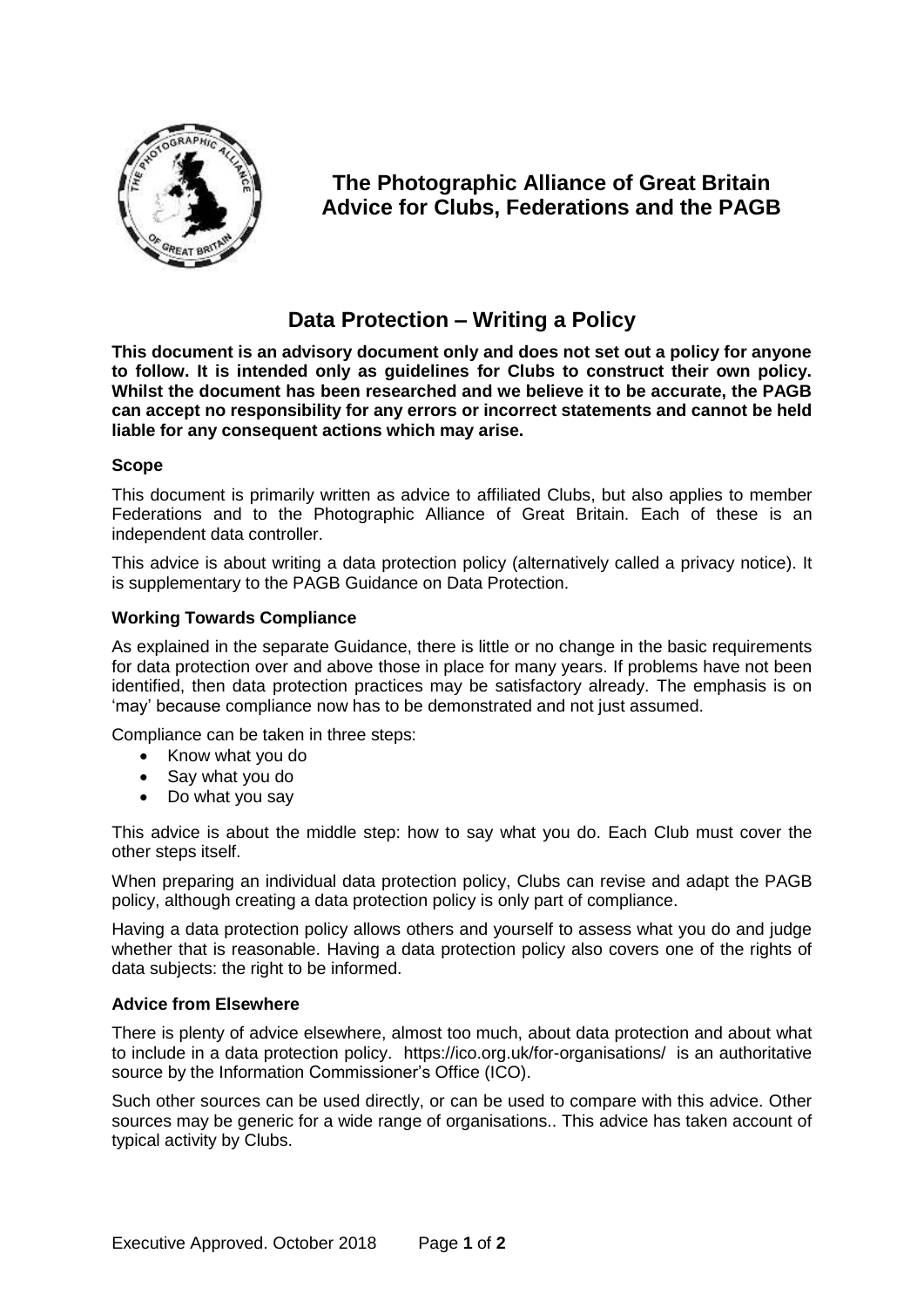# The Photographic Alliance of Great Britain
# Advice for Clubs, Federations and the PAGB

## Data Protection – Writing a Policy

**This document is an advisory document only and does not set out a policy for anyone to follow. It is intended only as guidelines for Clubs to construct their own policy. Whilst the document has been researched and we believe it to be accurate, the PAGB can accept no responsibility for any errors or incorrect statements and cannot be held liable for any consequent actions which may arise.**

### Scope

This document is primarily written as advice to affiliated Clubs, but also applies to member Federations and to the Photographic Alliance of Great Britain. Each of these is an independent data controller.

This advice is about writing a data protection policy (alternatively called a privacy notice). It is supplementary to the PAGB Guidance on Data Protection.

### Working Towards Compliance

As explained in the separate Guidance, there is little or no change in the basic requirements for data protection over and above those in place for many years. If problems have not been identified, then data protection practices may be satisfactory already. The emphasis is on 'may' because compliance now has to be demonstrated and not just assumed.

Compliance can be taken in three steps:

- Know what you do
- Say what you do
- Do what you say

This advice is about the middle step: how to say what you do. Each Club must cover the other steps itself.

When preparing an individual data protection policy, Clubs can revise and adapt the PAGB policy, although creating a data protection policy is only part of compliance.

Having a data protection policy allows others and yourself to assess what you do and judge whether that is reasonable. Having a data protection policy also covers one of the rights of data subjects: the right to be informed.

### Advice from Elsewhere

There is plenty of advice elsewhere, almost too much, about data protection and about what to include in a data protection policy. https://ico.org.uk/for-organisations/ is an authoritative source by the Information Commissioner's Office (ICO).

Such other sources can be used directly, or can be used to compare with this advice. Other sources may be generic for a wide range of organisations.. This advice has taken account of typical activity by Clubs.

Executive Approved. October 2018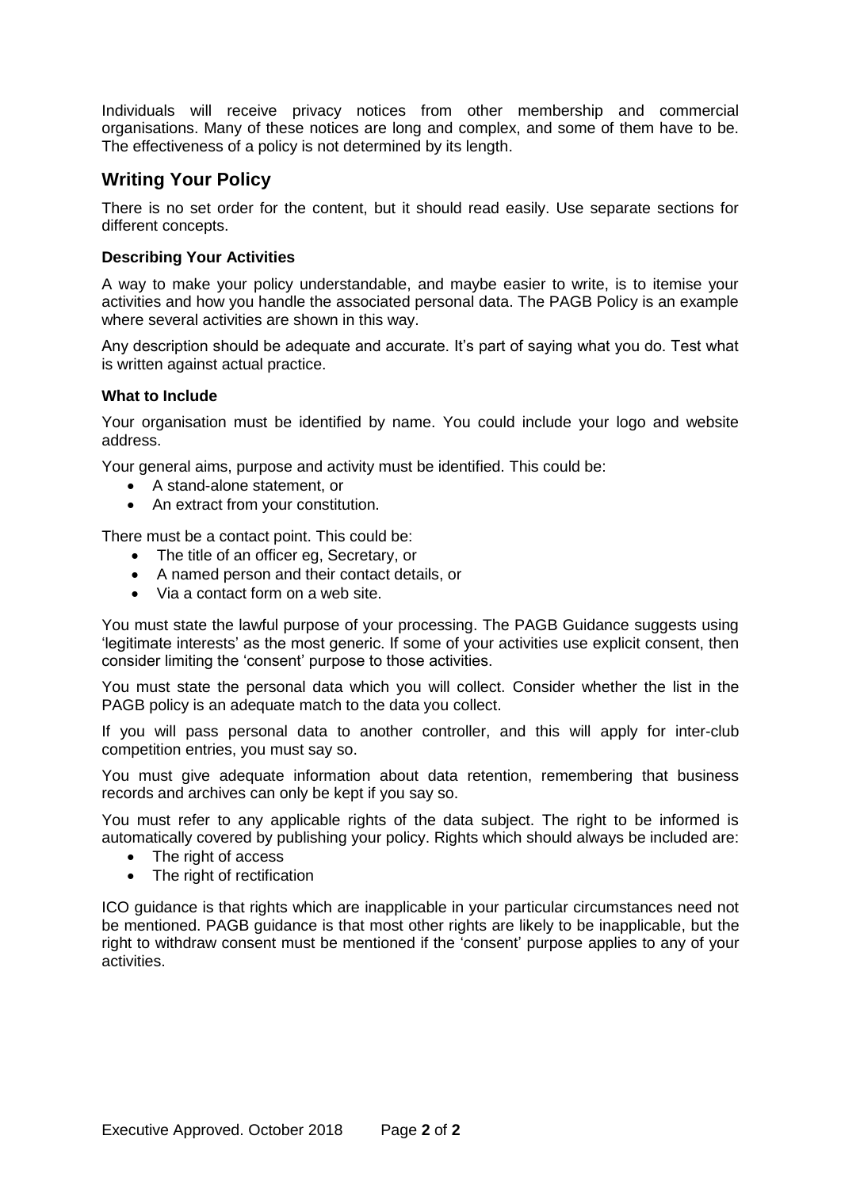Individuals will receive privacy notices from other membership and commercial organisations. Many of these notices are long and complex, and some of them have to be. The effectiveness of a policy is not determined by its length.

## Writing Your Policy

There is no set order for the content, but it should read easily. Use separate sections for different concepts.

### Describing Your Activities

A way to make your policy understandable, and maybe easier to write, is to itemise your activities and how you handle the associated personal data. The PAGB Policy is an example where several activities are shown in this way.

Any description should be adequate and accurate. It's part of saying what you do. Test what is written against actual practice.

### What to Include

Your organisation must be identified by name. You could include your logo and website address.

Your general aims, purpose and activity must be identified. This could be:

- A stand-alone statement, or
- An extract from your constitution.

There must be a contact point. This could be:

- The title of an officer eg, Secretary, or
- A named person and their contact details, or
- Via a contact form on a web site.

You must state the lawful purpose of your processing. The PAGB Guidance suggests using 'legitimate interests' as the most generic. If some of your activities use explicit consent, then consider limiting the 'consent' purpose to those activities.

You must state the personal data which you will collect. Consider whether the list in the PAGB policy is an adequate match to the data you collect.

If you will pass personal data to another controller, and this will apply for inter-club competition entries, you must say so.

You must give adequate information about data retention, remembering that business records and archives can only be kept if you say so.

You must refer to any applicable rights of the data subject. The right to be informed is automatically covered by publishing your policy. Rights which should always be included are:

- The right of access
- The right of rectification

ICO guidance is that rights which are inapplicable in your particular circumstances need not be mentioned. PAGB guidance is that most other rights are likely to be inapplicable, but the right to withdraw consent must be mentioned if the 'consent' purpose applies to any of your activities.

Executive Approved. October 2018